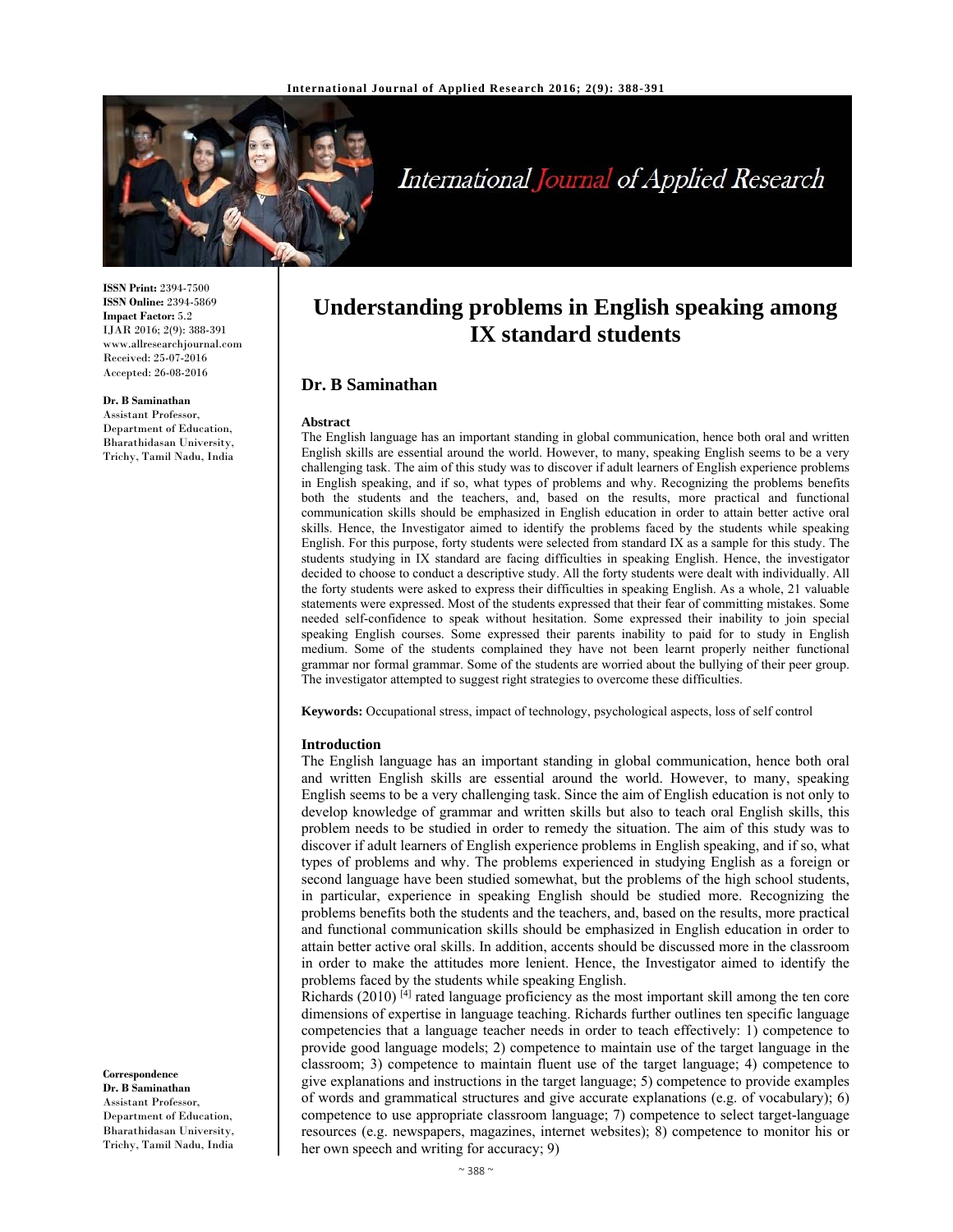**ISSN Print:** 2394-7500
**ISSN Online:** 2394-5869
**Impact Factor:** 5.2
IJAR 2016; 2(9): 388-391
www.allresearchjournal.com
Received: 25-07-2016
Accepted: 26-08-2016

**Dr. B Saminathan**
Assistant Professor,
Department of Education,
Bharathidasan University,
Trichy, Tamil Nadu, India

**Correspondence**
**Dr. B Saminathan**
Assistant Professor,
Department of Education,
Bharathidasan University,
Trichy, Tamil Nadu, India

# Understanding problems in English speaking among IX standard students

## Dr. B Saminathan

### Abstract

The English language has an important standing in global communication, hence both oral and written English skills are essential around the world. However, to many, speaking English seems to be a very challenging task. The aim of this study was to discover if adult learners of English experience problems in English speaking, and if so, what types of problems and why. Recognizing the problems benefits both the students and the teachers, and, based on the results, more practical and functional communication skills should be emphasized in English education in order to attain better active oral skills. Hence, the Investigator aimed to identify the problems faced by the students while speaking English. For this purpose, forty students were selected from standard IX as a sample for this study. The students studying in IX standard are facing difficulties in speaking English. Hence, the investigator decided to choose to conduct a descriptive study. All the forty students were dealt with individually. All the forty students were asked to express their difficulties in speaking English. As a whole, 21 valuable statements were expressed. Most of the students expressed that their fear of committing mistakes. Some needed self-confidence to speak without hesitation. Some expressed their inability to join special speaking English courses. Some expressed their parents inability to paid for to study in English medium. Some of the students complained they have not been learnt properly neither functional grammar nor formal grammar. Some of the students are worried about the bullying of their peer group. The investigator attempted to suggest right strategies to overcome these difficulties.

**Keywords:** Occupational stress, impact of technology, psychological aspects, loss of self control

### Introduction

The English language has an important standing in global communication, hence both oral and written English skills are essential around the world. However, to many, speaking English seems to be a very challenging task. Since the aim of English education is not only to develop knowledge of grammar and written skills but also to teach oral English skills, this problem needs to be studied in order to remedy the situation. The aim of this study was to discover if adult learners of English experience problems in English speaking, and if so, what types of problems and why. The problems experienced in studying English as a foreign or second language have been studied somewhat, but the problems of the high school students, in particular, experience in speaking English should be studied more. Recognizing the problems benefits both the students and the teachers, and, based on the results, more practical and functional communication skills should be emphasized in English education in order to attain better active oral skills. In addition, accents should be discussed more in the classroom in order to make the attitudes more lenient. Hence, the Investigator aimed to identify the problems faced by the students while speaking English.

Richards (2010) [4] rated language proficiency as the most important skill among the ten core dimensions of expertise in language teaching. Richards further outlines ten specific language competencies that a language teacher needs in order to teach effectively: 1) competence to provide good language models; 2) competence to maintain use of the target language in the classroom; 3) competence to maintain fluent use of the target language; 4) competence to give explanations and instructions in the target language; 5) competence to provide examples of words and grammatical structures and give accurate explanations (e.g. of vocabulary); 6) competence to use appropriate classroom language; 7) competence to select target-language resources (e.g. newspapers, magazines, internet websites); 8) competence to monitor his or her own speech and writing for accuracy; 9)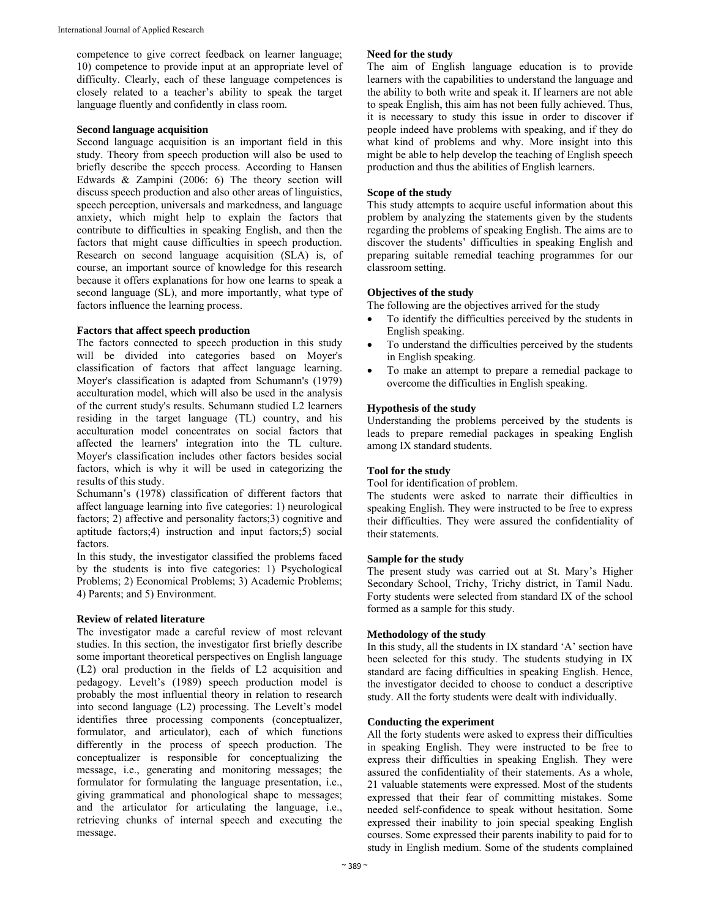competence to give correct feedback on learner language; 10) competence to provide input at an appropriate level of difficulty. Clearly, each of these language competences is closely related to a teacher's ability to speak the target language fluently and confidently in class room.

**Second language acquisition**

Second language acquisition is an important field in this study. Theory from speech production will also be used to briefly describe the speech process. According to Hansen Edwards & Zampini (2006: 6) The theory section will discuss speech production and also other areas of linguistics, speech perception, universals and markedness, and language anxiety, which might help to explain the factors that contribute to difficulties in speaking English, and then the factors that might cause difficulties in speech production. Research on second language acquisition (SLA) is, of course, an important source of knowledge for this research because it offers explanations for how one learns to speak a second language (SL), and more importantly, what type of factors influence the learning process.

**Factors that affect speech production**

The factors connected to speech production in this study will be divided into categories based on Moyer's classification of factors that affect language learning. Moyer's classification is adapted from Schumann's (1979) acculturation model, which will also be used in the analysis of the current study's results. Schumann studied L2 learners residing in the target language (TL) country, and his acculturation model concentrates on social factors that affected the learners' integration into the TL culture. Moyer's classification includes other factors besides social factors, which is why it will be used in categorizing the results of this study.

Schumann's (1978) classification of different factors that affect language learning into five categories: 1) neurological factors; 2) affective and personality factors;3) cognitive and aptitude factors;4) instruction and input factors;5) social factors.

In this study, the investigator classified the problems faced by the students is into five categories: 1) Psychological Problems; 2) Economical Problems; 3) Academic Problems; 4) Parents; and 5) Environment.

**Review of related literature**

The investigator made a careful review of most relevant studies. In this section, the investigator first briefly describe some important theoretical perspectives on English language (L2) oral production in the fields of L2 acquisition and pedagogy. Levelt's (1989) speech production model is probably the most influential theory in relation to research into second language (L2) processing. The Levelt's model identifies three processing components (conceptualizer, formulator, and articulator), each of which functions differently in the process of speech production. The conceptualizer is responsible for conceptualizing the message, i.e., generating and monitoring messages; the formulator for formulating the language presentation, i.e., giving grammatical and phonological shape to messages; and the articulator for articulating the language, i.e., retrieving chunks of internal speech and executing the message.

**Need for the study**

The aim of English language education is to provide learners with the capabilities to understand the language and the ability to both write and speak it. If learners are not able to speak English, this aim has not been fully achieved. Thus, it is necessary to study this issue in order to discover if people indeed have problems with speaking, and if they do what kind of problems and why. More insight into this might be able to help develop the teaching of English speech production and thus the abilities of English learners.

**Scope of the study**

This study attempts to acquire useful information about this problem by analyzing the statements given by the students regarding the problems of speaking English. The aims are to discover the students' difficulties in speaking English and preparing suitable remedial teaching programmes for our classroom setting.

**Objectives of the study**

The following are the objectives arrived for the study

- To identify the difficulties perceived by the students in English speaking.
- To understand the difficulties perceived by the students in English speaking.
- To make an attempt to prepare a remedial package to overcome the difficulties in English speaking.

**Hypothesis of the study**

Understanding the problems perceived by the students is leads to prepare remedial packages in speaking English among IX standard students.

**Tool for the study**

Tool for identification of problem.

The students were asked to narrate their difficulties in speaking English. They were instructed to be free to express their difficulties. They were assured the confidentiality of their statements.

**Sample for the study**

The present study was carried out at St. Mary's Higher Secondary School, Trichy, Trichy district, in Tamil Nadu. Forty students were selected from standard IX of the school formed as a sample for this study.

**Methodology of the study**

In this study, all the students in IX standard 'A' section have been selected for this study. The students studying in IX standard are facing difficulties in speaking English. Hence, the investigator decided to choose to conduct a descriptive study. All the forty students were dealt with individually.

**Conducting the experiment**

All the forty students were asked to express their difficulties in speaking English. They were instructed to be free to express their difficulties in speaking English. They were assured the confidentiality of their statements. As a whole, 21 valuable statements were expressed. Most of the students expressed that their fear of committing mistakes. Some needed self-confidence to speak without hesitation. Some expressed their inability to join special speaking English courses. Some expressed their parents inability to paid for to study in English medium. Some of the students complained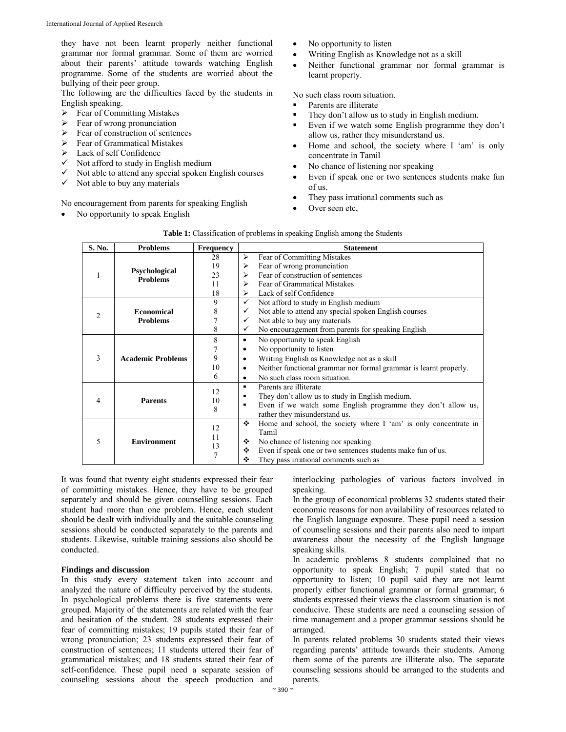they have not been learnt properly neither functional grammar nor formal grammar. Some of them are worried about their parents' attitude towards watching English programme. Some of the students are worried about the bullying of their peer group.

The following are the difficulties faced by the students in English speaking.

- ➢ Fear of Committing Mistakes
- ➢ Fear of wrong pronunciation
- ➢ Fear of construction of sentences
- ➢ Fear of Grammatical Mistakes
- ➢ Lack of self Confidence
- ✓ Not afford to study in English medium
- ✓ Not able to attend any special spoken English courses
- ✓ Not able to buy any materials

No encouragement from parents for speaking English

- No opportunity to speak English
- No opportunity to listen
- Writing English as Knowledge not as a skill
- Neither functional grammar nor formal grammar is learnt property.

No such class room situation.

- ▪ Parents are illiterate
- ▪ They don't allow us to study in English medium.
- ▪ Even if we watch some English programme they don't allow us, rather they misunderstand us.
- Home and school, the society where I 'am' is only concentrate in Tamil
- No chance of listening nor speaking
- Even if speak one or two sentences students make fun of us.
- They pass irrational comments such as
- Over seen etc,

**Table 1:** Classification of problems in speaking English among the Students

| S. No. | Problems | Frequency | Statement |
|---|---|---|---|
| 1 | Psychological Problems | 28 | ➢ Fear of Committing Mistakes |
| | | 19 | ➢ Fear of wrong pronunciation |
| | | 23 | ➢ Fear of construction of sentences |
| | | 11 | ➢ Fear of Grammatical Mistakes |
| | | 18 | ➢ Lack of self Confidence |
| 2 | Economical Problems | 9 | ✓ Not afford to study in English medium |
| | | 8 | ✓ Not able to attend any special spoken English courses |
| | | 7 | ✓ Not able to buy any materials |
| | | 8 | ✓ No encouragement from parents for speaking English |
| 3 | Academic Problems | 8 | • No opportunity to speak English |
| | | 7 | • No opportunity to listen |
| | | 9 | • Writing English as Knowledge not as a skill |
| | | 10 | • Neither functional grammar nor formal grammar is learnt properly. |
| | | 6 | • No such class room situation. |
| 4 | Parents | 12 | ▪ Parents are illiterate |
| | | 10 | ▪ They don't allow us to study in English medium. |
| | | 8 | ▪ Even if we watch some English programme they don't allow us, rather they misunderstand us. |
| 5 | Environment | 12 | ❖ Home and school, the society where I 'am' is only concentrate in Tamil |
| | | 11 | ❖ No chance of listening nor speaking |
| | | 13 | ❖ Even if speak one or two sentences students make fun of us. |
| | | 7 | ❖ They pass irrational comments such as |

It was found that twenty eight students expressed their fear of committing mistakes. Hence, they have to be grouped separately and should be given counselling sessions. Each student had more than one problem. Hence, each student should be dealt with individually and the suitable counseling sessions should be conducted separately to the parents and students. Likewise, suitable training sessions also should be conducted.

### Findings and discussion

In this study every statement taken into account and analyzed the nature of difficulty perceived by the students. In psychological problems there is five statements were grouped. Majority of the statements are related with the fear and hesitation of the student. 28 students expressed their fear of committing mistakes; 19 pupils stated their fear of wrong pronunciation; 23 students expressed their fear of construction of sentences; 11 students uttered their fear of grammatical mistakes; and 18 students stated their fear of self-confidence. These pupil need a separate session of counseling sessions about the speech production and interlocking pathologies of various factors involved in speaking.

In the group of economical problems 32 students stated their economic reasons for non availability of resources related to the English language exposure. These pupil need a session of counseling sessions and their parents also need to impart awareness about the necessity of the English language speaking skills.

In academic problems 8 students complained that no opportunity to speak English; 7 pupil stated that no opportunity to listen; 10 pupil said they are not learnt properly either functional grammar or formal grammar; 6 students expressed their views the classroom situation is not conducive. These students are need a counseling session of time management and a proper grammar sessions should be arranged.

In parents related problems 30 students stated their views regarding parents' attitude towards their students. Among them some of the parents are illiterate also. The separate counseling sessions should be arranged to the students and parents.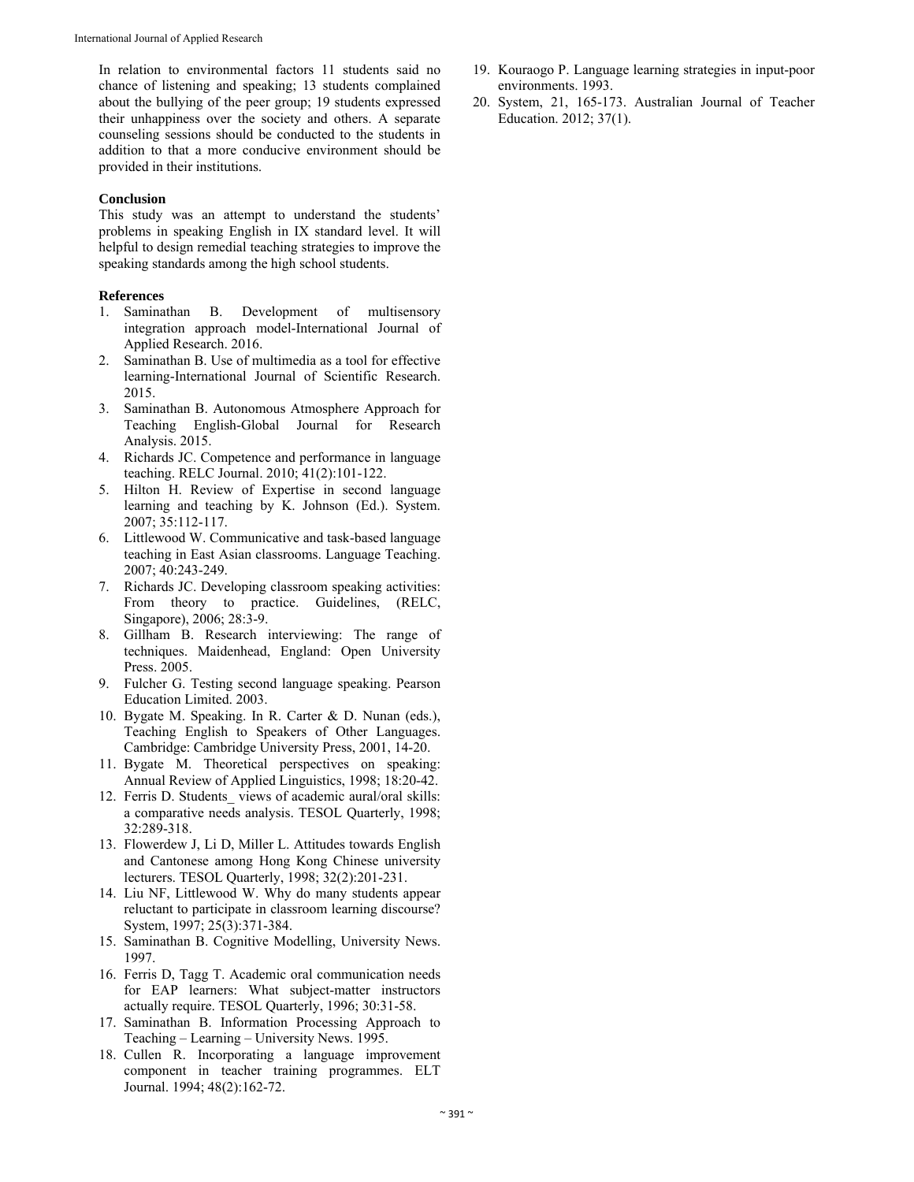In relation to environmental factors 11 students said no chance of listening and speaking; 13 students complained about the bullying of the peer group; 19 students expressed their unhappiness over the society and others. A separate counseling sessions should be conducted to the students in addition to that a more conducive environment should be provided in their institutions.

## Conclusion

This study was an attempt to understand the students' problems in speaking English in IX standard level. It will helpful to design remedial teaching strategies to improve the speaking standards among the high school students.

## References

1. Saminathan B. Development of multisensory integration approach model-International Journal of Applied Research. 2016.
2. Saminathan B. Use of multimedia as a tool for effective learning-International Journal of Scientific Research. 2015.
3. Saminathan B. Autonomous Atmosphere Approach for Teaching English-Global Journal for Research Analysis. 2015.
4. Richards JC. Competence and performance in language teaching. RELC Journal. 2010; 41(2):101-122.
5. Hilton H. Review of Expertise in second language learning and teaching by K. Johnson (Ed.). System. 2007; 35:112-117.
6. Littlewood W. Communicative and task-based language teaching in East Asian classrooms. Language Teaching. 2007; 40:243-249.
7. Richards JC. Developing classroom speaking activities: From theory to practice. Guidelines, (RELC, Singapore), 2006; 28:3-9.
8. Gillham B. Research interviewing: The range of techniques. Maidenhead, England: Open University Press. 2005.
9. Fulcher G. Testing second language speaking. Pearson Education Limited. 2003.
10. Bygate M. Speaking. In R. Carter & D. Nunan (eds.), Teaching English to Speakers of Other Languages. Cambridge: Cambridge University Press, 2001, 14-20.
11. Bygate M. Theoretical perspectives on speaking: Annual Review of Applied Linguistics, 1998; 18:20-42.
12. Ferris D. Students_ views of academic aural/oral skills: a comparative needs analysis. TESOL Quarterly, 1998; 32:289-318.
13. Flowerdew J, Li D, Miller L. Attitudes towards English and Cantonese among Hong Kong Chinese university lecturers. TESOL Quarterly, 1998; 32(2):201-231.
14. Liu NF, Littlewood W. Why do many students appear reluctant to participate in classroom learning discourse? System, 1997; 25(3):371-384.
15. Saminathan B. Cognitive Modelling, University News. 1997.
16. Ferris D, Tagg T. Academic oral communication needs for EAP learners: What subject-matter instructors actually require. TESOL Quarterly, 1996; 30:31-58.
17. Saminathan B. Information Processing Approach to Teaching – Learning – University News. 1995.
18. Cullen R. Incorporating a language improvement component in teacher training programmes. ELT Journal. 1994; 48(2):162-72.
19. Kouraogo P. Language learning strategies in input-poor environments. 1993.
20. System, 21, 165-173. Australian Journal of Teacher Education. 2012; 37(1).